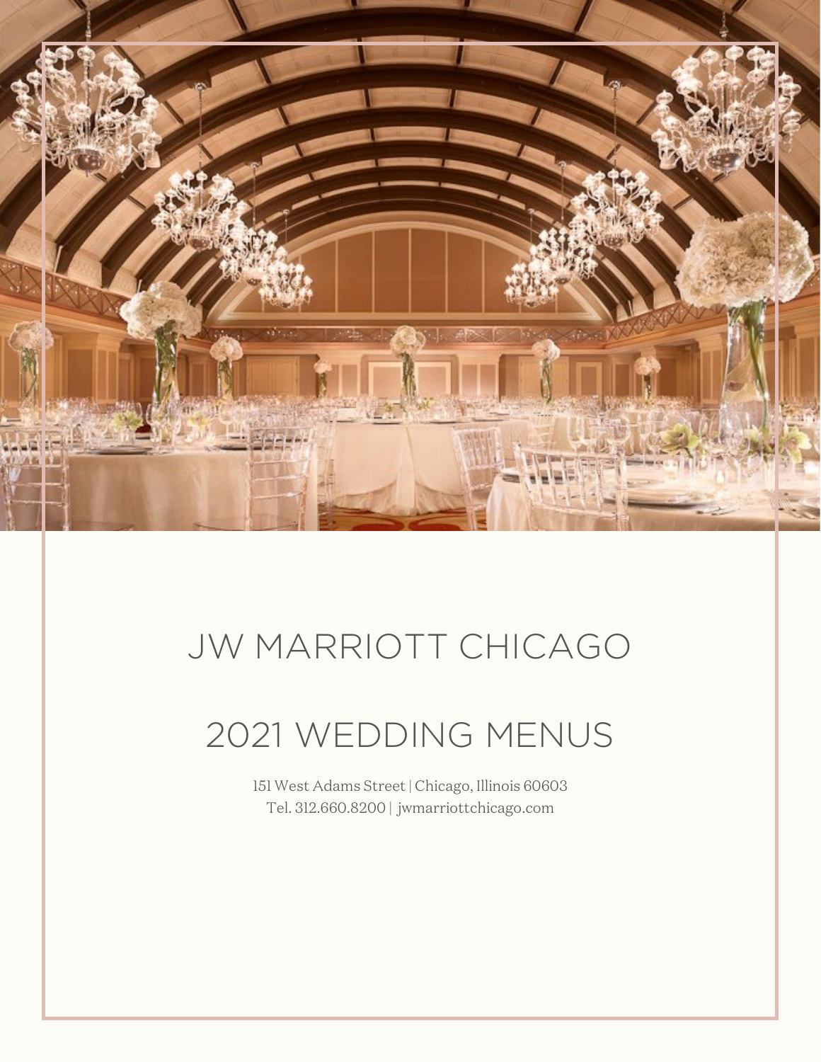# JW MARRIOTT CHICAGO

# 2021 WEDDING MENUS

151 West Adams Street | Chicago, Illinois 60603
Tel. 312.660.8200 | jwmarriottchicago.com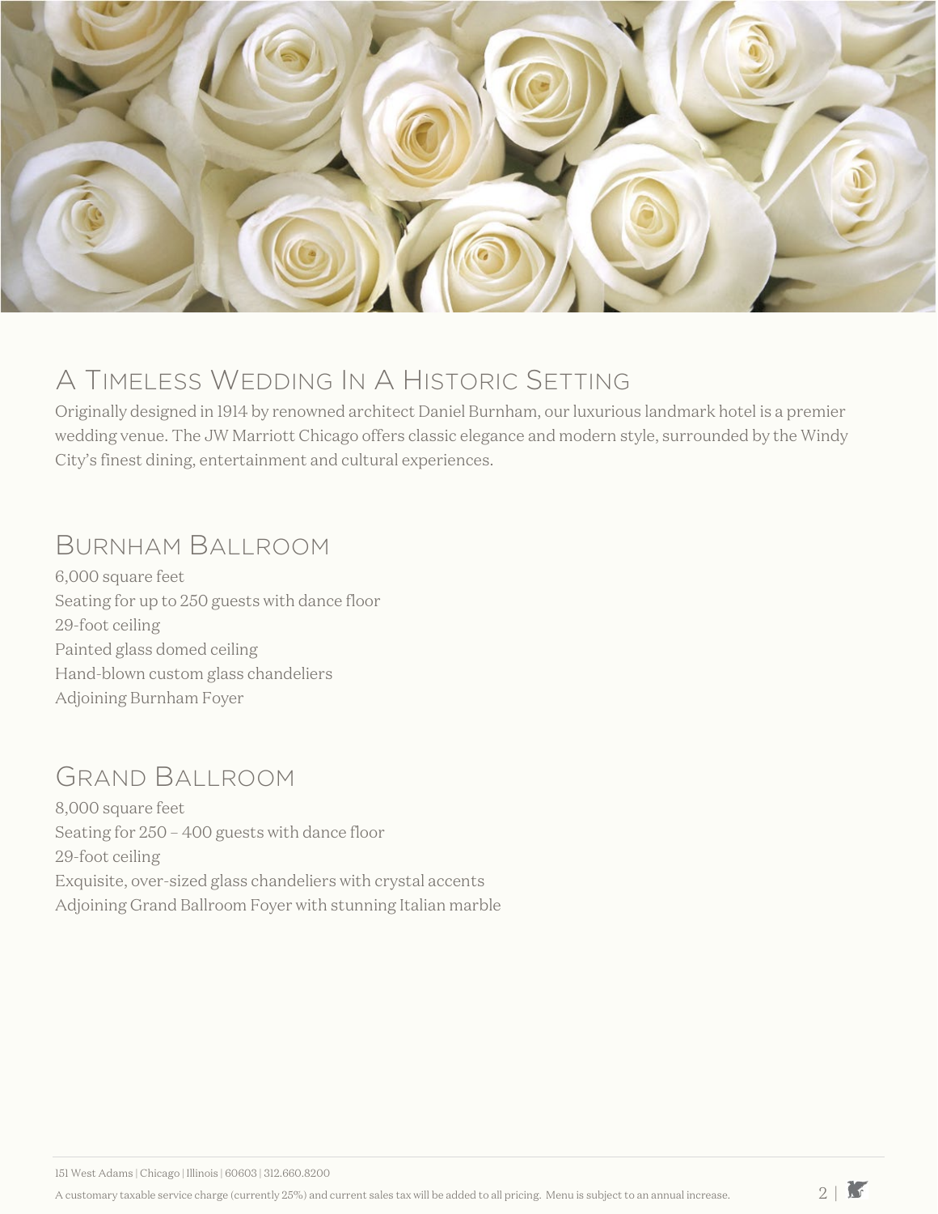## A Timeless Wedding In A Historic Setting

Originally designed in 1914 by renowned architect Daniel Burnham, our luxurious landmark hotel is a premier wedding venue. The JW Marriott Chicago offers classic elegance and modern style, surrounded by the Windy City's finest dining, entertainment and cultural experiences.

## Burnham Ballroom

6,000 square feet
Seating for up to 250 guests with dance floor
29-foot ceiling
Painted glass domed ceiling
Hand-blown custom glass chandeliers
Adjoining Burnham Foyer

## Grand Ballroom

8,000 square feet
Seating for 250 – 400 guests with dance floor
29-foot ceiling
Exquisite, over-sized glass chandeliers with crystal accents
Adjoining Grand Ballroom Foyer with stunning Italian marble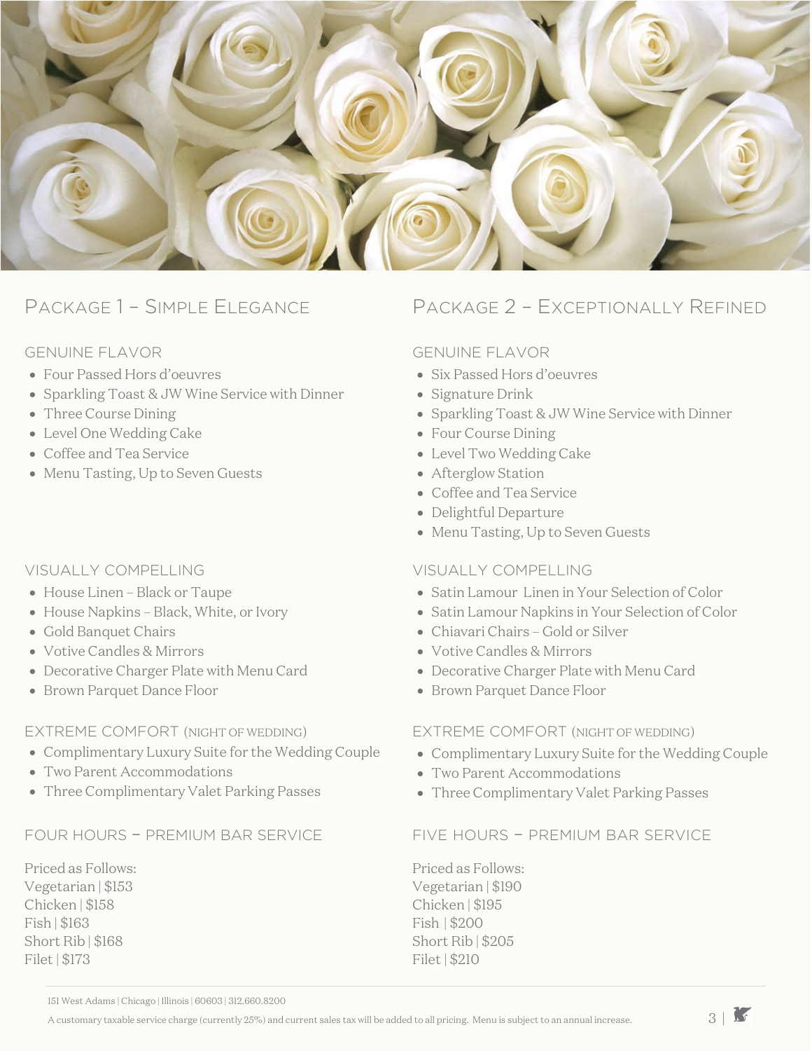## Package 1 – Simple Elegance

### GENUINE FLAVOR

- Four Passed Hors d'oeuvres
- Sparkling Toast & JW Wine Service with Dinner
- Three Course Dining
- Level One Wedding Cake
- Coffee and Tea Service
- Menu Tasting, Up to Seven Guests

### VISUALLY COMPELLING

- House Linen – Black or Taupe
- House Napkins – Black, White, or Ivory
- Gold Banquet Chairs
- Votive Candles & Mirrors
- Decorative Charger Plate with Menu Card
- Brown Parquet Dance Floor

### EXTREME COMFORT (NIGHT OF WEDDING)

- Complimentary Luxury Suite for the Wedding Couple
- Two Parent Accommodations
- Three Complimentary Valet Parking Passes

### FOUR HOURS – PREMIUM BAR SERVICE

Priced as Follows:
Vegetarian | $153
Chicken | $158
Fish | $163
Short Rib | $168
Filet | $173

## Package 2 – Exceptionally Refined

### GENUINE FLAVOR

- Six Passed Hors d'oeuvres
- Signature Drink
- Sparkling Toast & JW Wine Service with Dinner
- Four Course Dining
- Level Two Wedding Cake
- Afterglow Station
- Coffee and Tea Service
- Delightful Departure
- Menu Tasting, Up to Seven Guests

### VISUALLY COMPELLING

- Satin Lamour Linen in Your Selection of Color
- Satin Lamour Napkins in Your Selection of Color
- Chiavari Chairs – Gold or Silver
- Votive Candles & Mirrors
- Decorative Charger Plate with Menu Card
- Brown Parquet Dance Floor

### EXTREME COMFORT (NIGHT OF WEDDING)

- Complimentary Luxury Suite for the Wedding Couple
- Two Parent Accommodations
- Three Complimentary Valet Parking Passes

### FIVE HOURS – PREMIUM BAR SERVICE

Priced as Follows:
Vegetarian | $190
Chicken | $195
Fish | $200
Short Rib | $205
Filet | $210

151 West Adams | Chicago | Illinois | 60603 | 312.660.8200

A customary taxable service charge (currently 25%) and current sales tax will be added to all pricing. Menu is subject to an annual increase.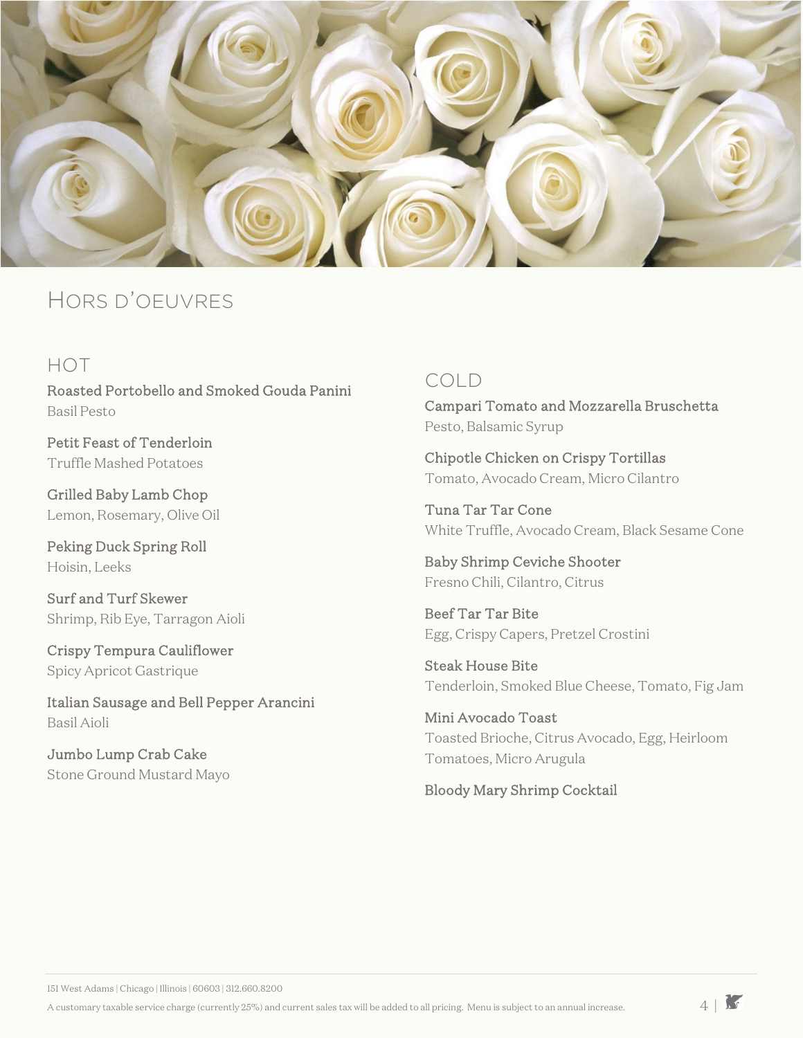# Hors d'oeuvres

## HOT

**Roasted Portobello and Smoked Gouda Panini**
Basil Pesto

**Petit Feast of Tenderloin**
Truffle Mashed Potatoes

**Grilled Baby Lamb Chop**
Lemon, Rosemary, Olive Oil

**Peking Duck Spring Roll**
Hoisin, Leeks

**Surf and Turf Skewer**
Shrimp, Rib Eye, Tarragon Aioli

**Crispy Tempura Cauliflower**
Spicy Apricot Gastrique

**Italian Sausage and Bell Pepper Arancini**
Basil Aioli

**Jumbo Lump Crab Cake**
Stone Ground Mustard Mayo

## COLD

**Campari Tomato and Mozzarella Bruschetta**
Pesto, Balsamic Syrup

**Chipotle Chicken on Crispy Tortillas**
Tomato, Avocado Cream, Micro Cilantro

**Tuna Tar Tar Cone**
White Truffle, Avocado Cream, Black Sesame Cone

**Baby Shrimp Ceviche Shooter**
Fresno Chili, Cilantro, Citrus

**Beef Tar Tar Bite**
Egg, Crispy Capers, Pretzel Crostini

**Steak House Bite**
Tenderloin, Smoked Blue Cheese, Tomato, Fig Jam

**Mini Avocado Toast**
Toasted Brioche, Citrus Avocado, Egg, Heirloom Tomatoes, Micro Arugula

**Bloody Mary Shrimp Cocktail**

151 West Adams | Chicago | Illinois | 60603 | 312.660.8200

A customary taxable service charge (currently 25%) and current sales tax will be added to all pricing. Menu is subject to an annual increase.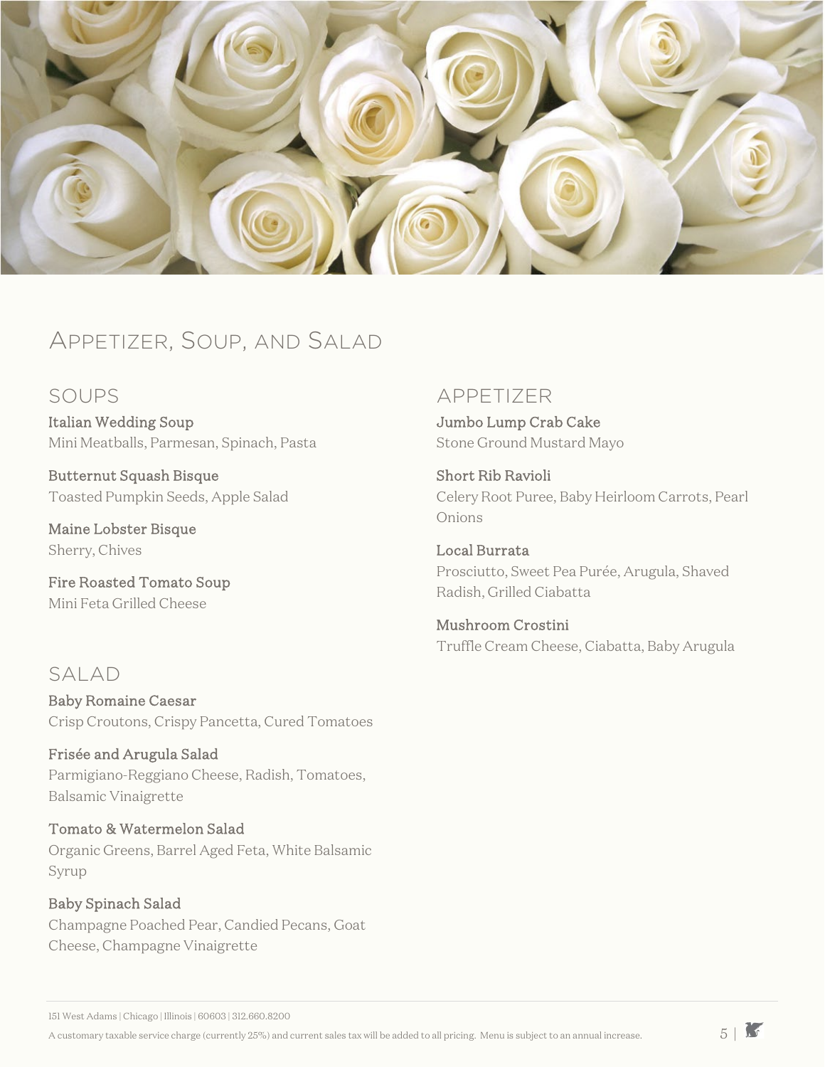# Appetizer, Soup, and Salad

## SOUPS

**Italian Wedding Soup**
Mini Meatballs, Parmesan, Spinach, Pasta

**Butternut Squash Bisque**
Toasted Pumpkin Seeds, Apple Salad

**Maine Lobster Bisque**
Sherry, Chives

**Fire Roasted Tomato Soup**
Mini Feta Grilled Cheese

## SALAD

**Baby Romaine Caesar**
Crisp Croutons, Crispy Pancetta, Cured Tomatoes

**Frisée and Arugula Salad**
Parmigiano-Reggiano Cheese, Radish, Tomatoes, Balsamic Vinaigrette

**Tomato & Watermelon Salad**
Organic Greens, Barrel Aged Feta, White Balsamic Syrup

**Baby Spinach Salad**
Champagne Poached Pear, Candied Pecans, Goat Cheese, Champagne Vinaigrette

## APPETIZER

**Jumbo Lump Crab Cake**
Stone Ground Mustard Mayo

**Short Rib Ravioli**
Celery Root Puree, Baby Heirloom Carrots, Pearl Onions

**Local Burrata**
Prosciutto, Sweet Pea Purée, Arugula, Shaved Radish, Grilled Ciabatta

**Mushroom Crostini**
Truffle Cream Cheese, Ciabatta, Baby Arugula

151 West Adams | Chicago | Illinois | 60603 | 312.660.8200

A customary taxable service charge (currently 25%) and current sales tax will be added to all pricing. Menu is subject to an annual increase.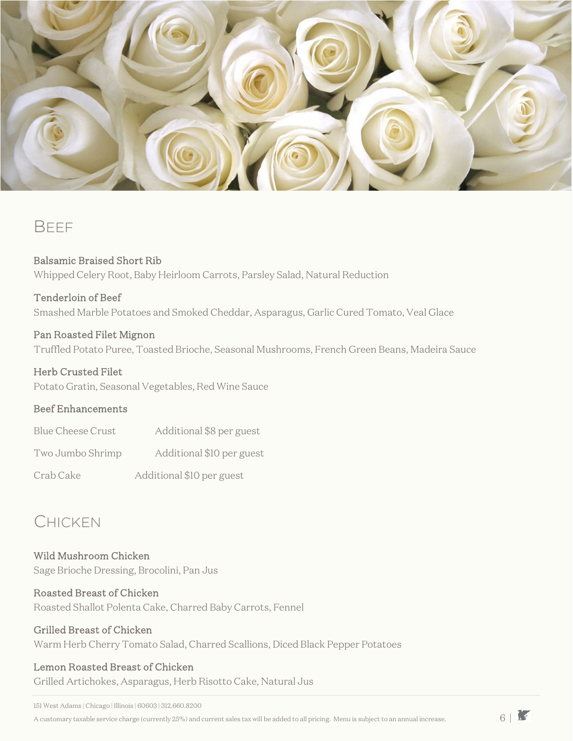## Beef

**Balsamic Braised Short Rib**
Whipped Celery Root, Baby Heirloom Carrots, Parsley Salad, Natural Reduction

**Tenderloin of Beef**
Smashed Marble Potatoes and Smoked Cheddar, Asparagus, Garlic Cured Tomato, Veal Glace

**Pan Roasted Filet Mignon**
Truffled Potato Puree, Toasted Brioche, Seasonal Mushrooms, French Green Beans, Madeira Sauce

**Herb Crusted Filet**
Potato Gratin, Seasonal Vegetables, Red Wine Sauce

**Beef Enhancements**

Blue Cheese Crust — Additional $8 per guest

Two Jumbo Shrimp — Additional $10 per guest

Crab Cake — Additional $10 per guest

## Chicken

**Wild Mushroom Chicken**
Sage Brioche Dressing, Brocolini, Pan Jus

**Roasted Breast of Chicken**
Roasted Shallot Polenta Cake, Charred Baby Carrots, Fennel

**Grilled Breast of Chicken**
Warm Herb Cherry Tomato Salad, Charred Scallions, Diced Black Pepper Potatoes

**Lemon Roasted Breast of Chicken**
Grilled Artichokes, Asparagus, Herb Risotto Cake, Natural Jus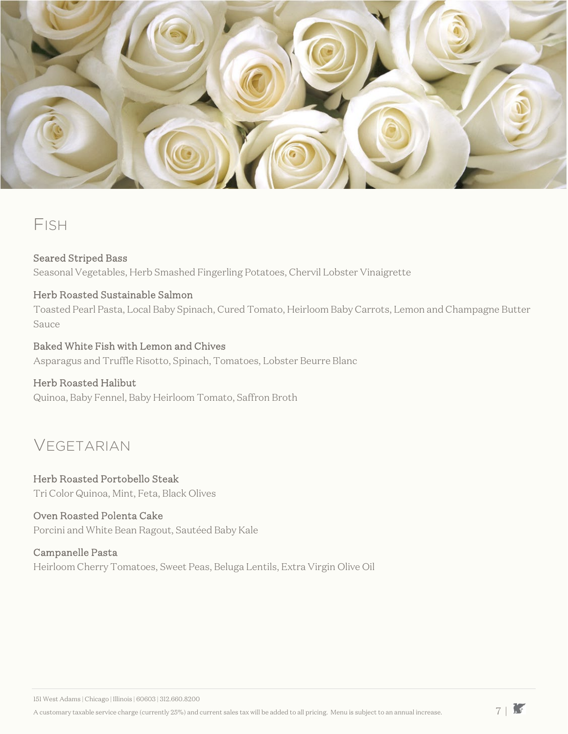## Fish

**Seared Striped Bass**
Seasonal Vegetables, Herb Smashed Fingerling Potatoes, Chervil Lobster Vinaigrette

**Herb Roasted Sustainable Salmon**
Toasted Pearl Pasta, Local Baby Spinach, Cured Tomato, Heirloom Baby Carrots, Lemon and Champagne Butter Sauce

**Baked White Fish with Lemon and Chives**
Asparagus and Truffle Risotto, Spinach, Tomatoes, Lobster Beurre Blanc

**Herb Roasted Halibut**
Quinoa, Baby Fennel, Baby Heirloom Tomato, Saffron Broth

## Vegetarian

**Herb Roasted Portobello Steak**
Tri Color Quinoa, Mint, Feta, Black Olives

**Oven Roasted Polenta Cake**
Porcini and White Bean Ragout, Sautéed Baby Kale

**Campanelle Pasta**
Heirloom Cherry Tomatoes, Sweet Peas, Beluga Lentils, Extra Virgin Olive Oil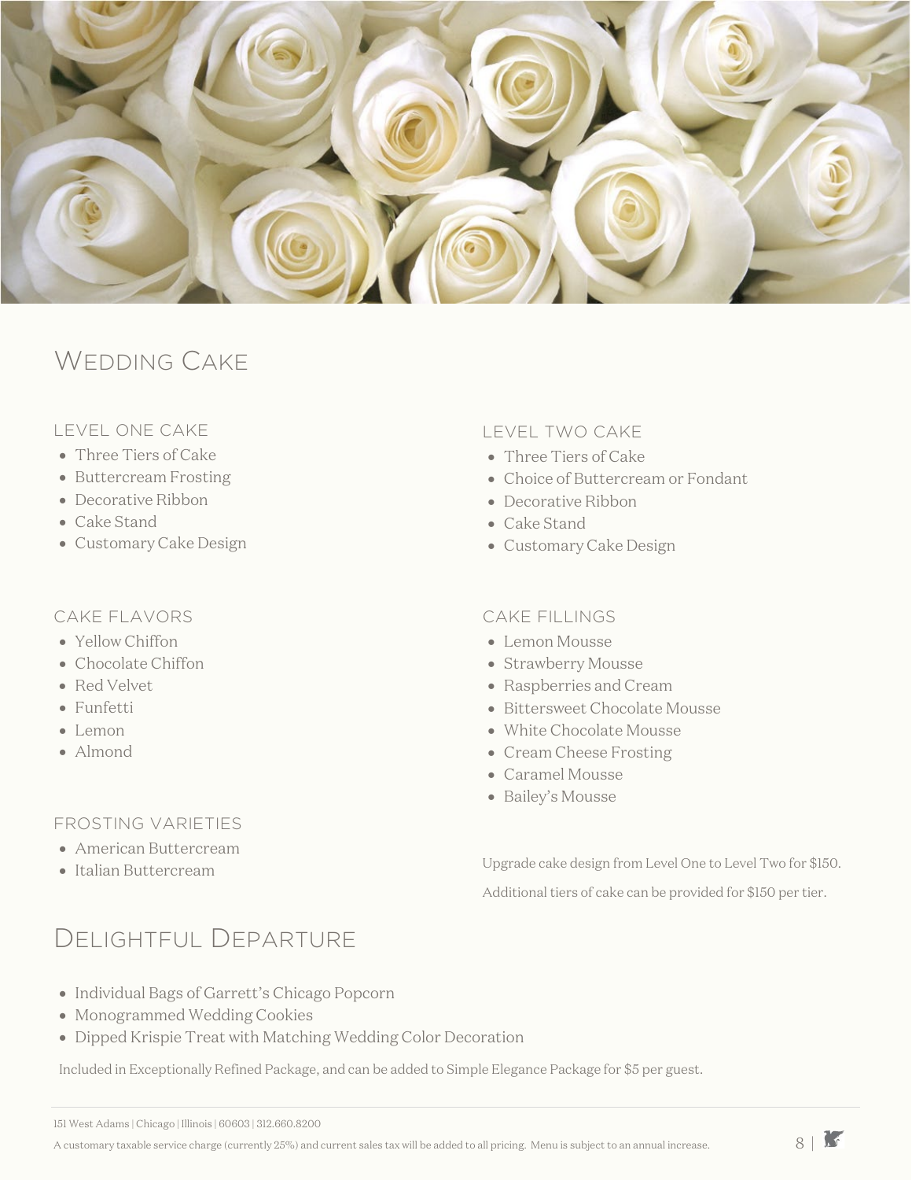# Wedding Cake

### Level One Cake

- Three Tiers of Cake
- Buttercream Frosting
- Decorative Ribbon
- Cake Stand
- Customary Cake Design

### Level Two Cake

- Three Tiers of Cake
- Choice of Buttercream or Fondant
- Decorative Ribbon
- Cake Stand
- Customary Cake Design

### Cake Flavors

- Yellow Chiffon
- Chocolate Chiffon
- Red Velvet
- Funfetti
- Lemon
- Almond

### Cake Fillings

- Lemon Mousse
- Strawberry Mousse
- Raspberries and Cream
- Bittersweet Chocolate Mousse
- White Chocolate Mousse
- Cream Cheese Frosting
- Caramel Mousse
- Bailey's Mousse

### Frosting Varieties

- American Buttercream
- Italian Buttercream

Upgrade cake design from Level One to Level Two for $150.

Additional tiers of cake can be provided for $150 per tier.

# Delightful Departure

- Individual Bags of Garrett's Chicago Popcorn
- Monogrammed Wedding Cookies
- Dipped Krispie Treat with Matching Wedding Color Decoration

Included in Exceptionally Refined Package, and can be added to Simple Elegance Package for $5 per guest.

151 West Adams | Chicago | Illinois | 60603 | 312.660.8200

A customary taxable service charge (currently 25%) and current sales tax will be added to all pricing. Menu is subject to an annual increase.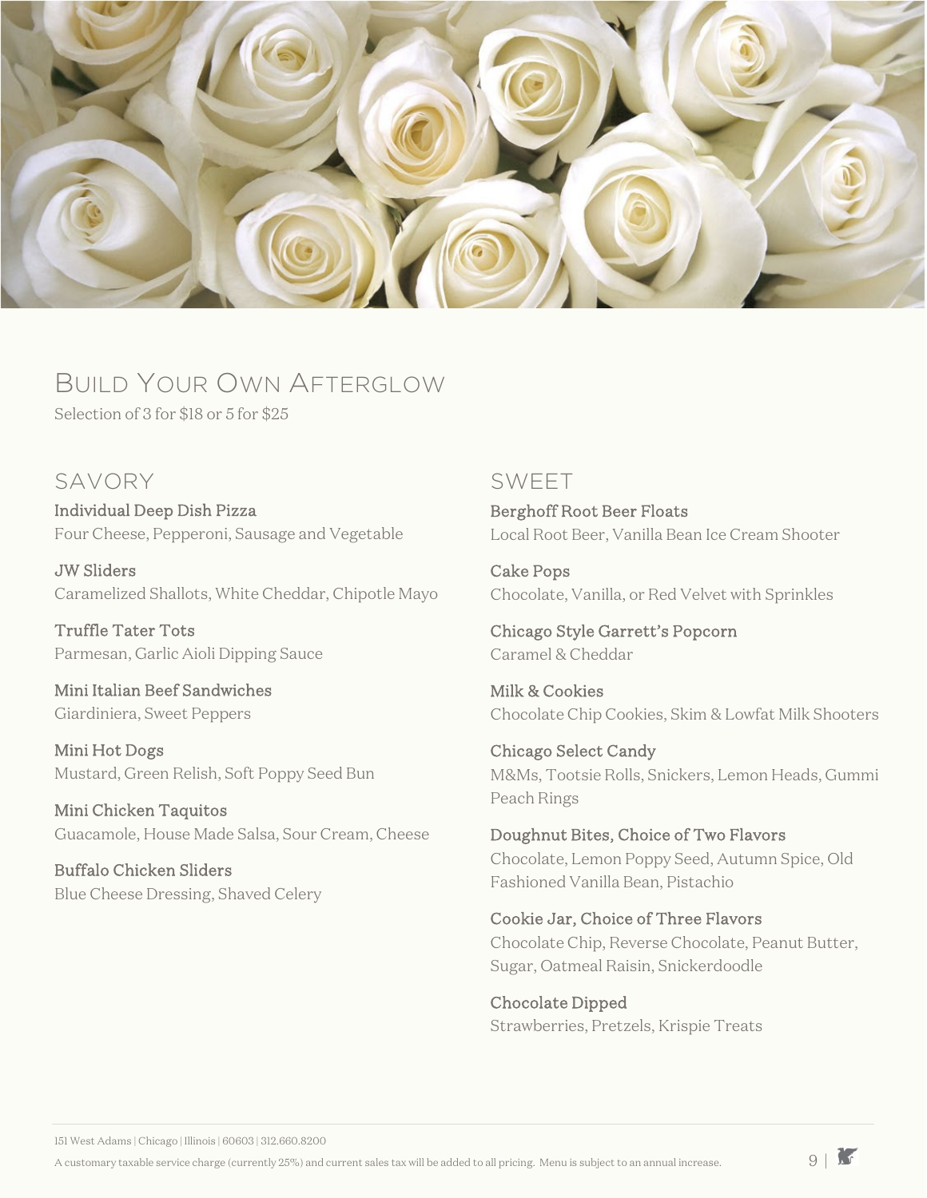# Build Your Own Afterglow

Selection of 3 for $18 or 5 for $25

## SAVORY

**Individual Deep Dish Pizza**
Four Cheese, Pepperoni, Sausage and Vegetable

**JW Sliders**
Caramelized Shallots, White Cheddar, Chipotle Mayo

**Truffle Tater Tots**
Parmesan, Garlic Aioli Dipping Sauce

**Mini Italian Beef Sandwiches**
Giardiniera, Sweet Peppers

**Mini Hot Dogs**
Mustard, Green Relish, Soft Poppy Seed Bun

**Mini Chicken Taquitos**
Guacamole, House Made Salsa, Sour Cream, Cheese

**Buffalo Chicken Sliders**
Blue Cheese Dressing, Shaved Celery

## SWEET

**Berghoff Root Beer Floats**
Local Root Beer, Vanilla Bean Ice Cream Shooter

**Cake Pops**
Chocolate, Vanilla, or Red Velvet with Sprinkles

**Chicago Style Garrett's Popcorn**
Caramel & Cheddar

**Milk & Cookies**
Chocolate Chip Cookies, Skim & Lowfat Milk Shooters

**Chicago Select Candy**
M&Ms, Tootsie Rolls, Snickers, Lemon Heads, Gummi Peach Rings

**Doughnut Bites, Choice of Two Flavors**
Chocolate, Lemon Poppy Seed, Autumn Spice, Old Fashioned Vanilla Bean, Pistachio

**Cookie Jar, Choice of Three Flavors**
Chocolate Chip, Reverse Chocolate, Peanut Butter, Sugar, Oatmeal Raisin, Snickerdoodle

**Chocolate Dipped**
Strawberries, Pretzels, Krispie Treats

151 West Adams | Chicago | Illinois | 60603 | 312.660.8200

A customary taxable service charge (currently 25%) and current sales tax will be added to all pricing. Menu is subject to an annual increase.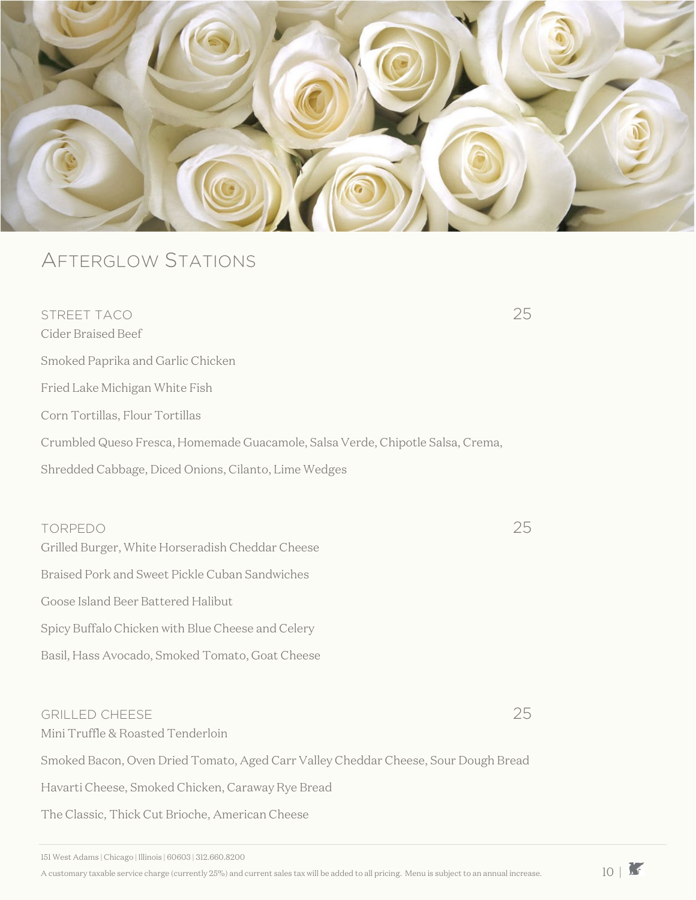# Afterglow Stations

## STREET TACO 25

Cider Braised Beef

Smoked Paprika and Garlic Chicken

Fried Lake Michigan White Fish

Corn Tortillas, Flour Tortillas

Crumbled Queso Fresca, Homemade Guacamole, Salsa Verde, Chipotle Salsa, Crema,

Shredded Cabbage, Diced Onions, Cilanto, Lime Wedges

## TORPEDO 25

Grilled Burger, White Horseradish Cheddar Cheese

Braised Pork and Sweet Pickle Cuban Sandwiches

Goose Island Beer Battered Halibut

Spicy Buffalo Chicken with Blue Cheese and Celery

Basil, Hass Avocado, Smoked Tomato, Goat Cheese

## GRILLED CHEESE 25

Mini Truffle & Roasted Tenderloin

Smoked Bacon, Oven Dried Tomato, Aged Carr Valley Cheddar Cheese, Sour Dough Bread

Havarti Cheese, Smoked Chicken, Caraway Rye Bread

The Classic, Thick Cut Brioche, American Cheese

151 West Adams | Chicago | Illinois | 60603 | 312.660.8200

A customary taxable service charge (currently 25%) and current sales tax will be added to all pricing. Menu is subject to an annual increase.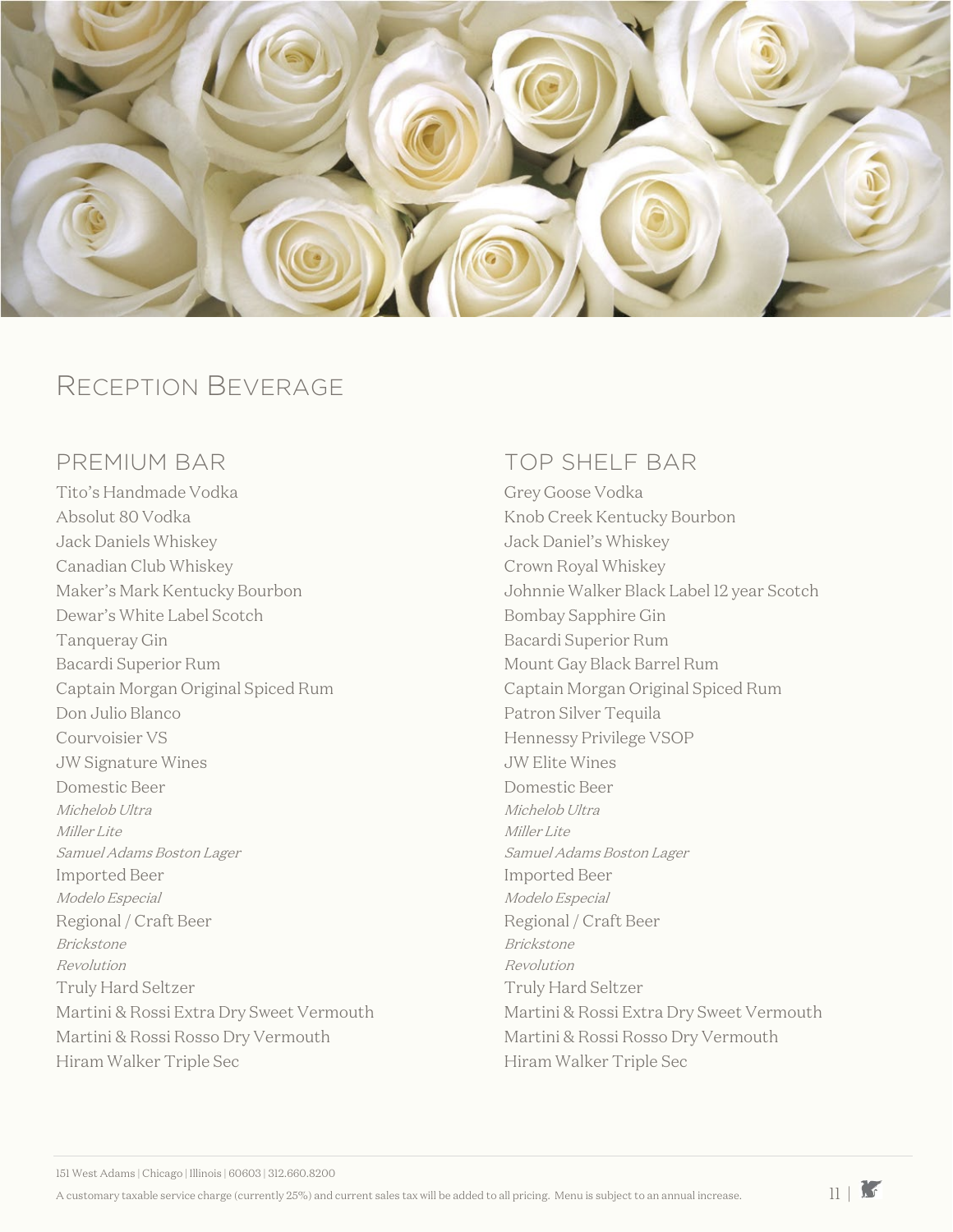# Reception Beverage

## PREMIUM BAR

Tito's Handmade Vodka
Absolut 80 Vodka
Jack Daniels Whiskey
Canadian Club Whiskey
Maker's Mark Kentucky Bourbon
Dewar's White Label Scotch
Tanqueray Gin
Bacardi Superior Rum
Captain Morgan Original Spiced Rum
Don Julio Blanco
Courvoisier VS
JW Signature Wines
Domestic Beer
*Michelob Ultra*
*Miller Lite*
*Samuel Adams Boston Lager*
Imported Beer
*Modelo Especial*
Regional / Craft Beer
*Brickstone*
*Revolution*
Truly Hard Seltzer
Martini & Rossi Extra Dry Sweet Vermouth
Martini & Rossi Rosso Dry Vermouth
Hiram Walker Triple Sec

## TOP SHELF BAR

Grey Goose Vodka
Knob Creek Kentucky Bourbon
Jack Daniel's Whiskey
Crown Royal Whiskey
Johnnie Walker Black Label 12 year Scotch
Bombay Sapphire Gin
Bacardi Superior Rum
Mount Gay Black Barrel Rum
Captain Morgan Original Spiced Rum
Patron Silver Tequila
Hennessy Privilege VSOP
JW Elite Wines
Domestic Beer
*Michelob Ultra*
*Miller Lite*
*Samuel Adams Boston Lager*
Imported Beer
*Modelo Especial*
Regional / Craft Beer
*Brickstone*
*Revolution*
Truly Hard Seltzer
Martini & Rossi Extra Dry Sweet Vermouth
Martini & Rossi Rosso Dry Vermouth
Hiram Walker Triple Sec

151 West Adams | Chicago | Illinois | 60603 | 312.660.8200

A customary taxable service charge (currently 25%) and current sales tax will be added to all pricing. Menu is subject to an annual increase.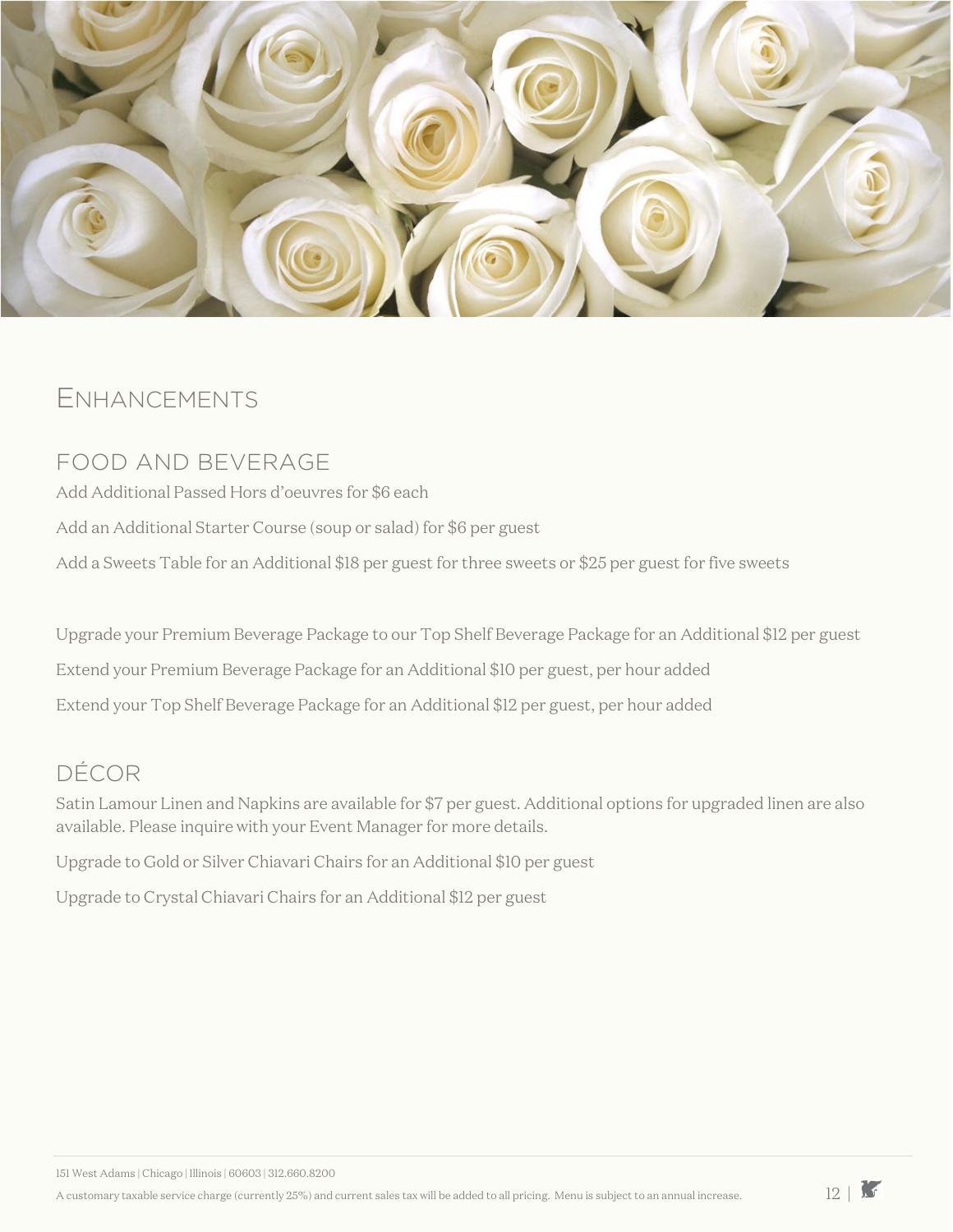# Enhancements

## FOOD AND BEVERAGE

Add Additional Passed Hors d'oeuvres for $6 each

Add an Additional Starter Course (soup or salad) for $6 per guest

Add a Sweets Table for an Additional $18 per guest for three sweets or $25 per guest for five sweets

Upgrade your Premium Beverage Package to our Top Shelf Beverage Package for an Additional $12 per guest

Extend your Premium Beverage Package for an Additional $10 per guest, per hour added

Extend your Top Shelf Beverage Package for an Additional $12 per guest, per hour added

## DÉCOR

Satin Lamour Linen and Napkins are available for $7 per guest. Additional options for upgraded linen are also available. Please inquire with your Event Manager for more details.

Upgrade to Gold or Silver Chiavari Chairs for an Additional $10 per guest

Upgrade to Crystal Chiavari Chairs for an Additional $12 per guest

151 West Adams | Chicago | Illinois | 60603 | 312.660.8200

A customary taxable service charge (currently 25%) and current sales tax will be added to all pricing. Menu is subject to an annual increase.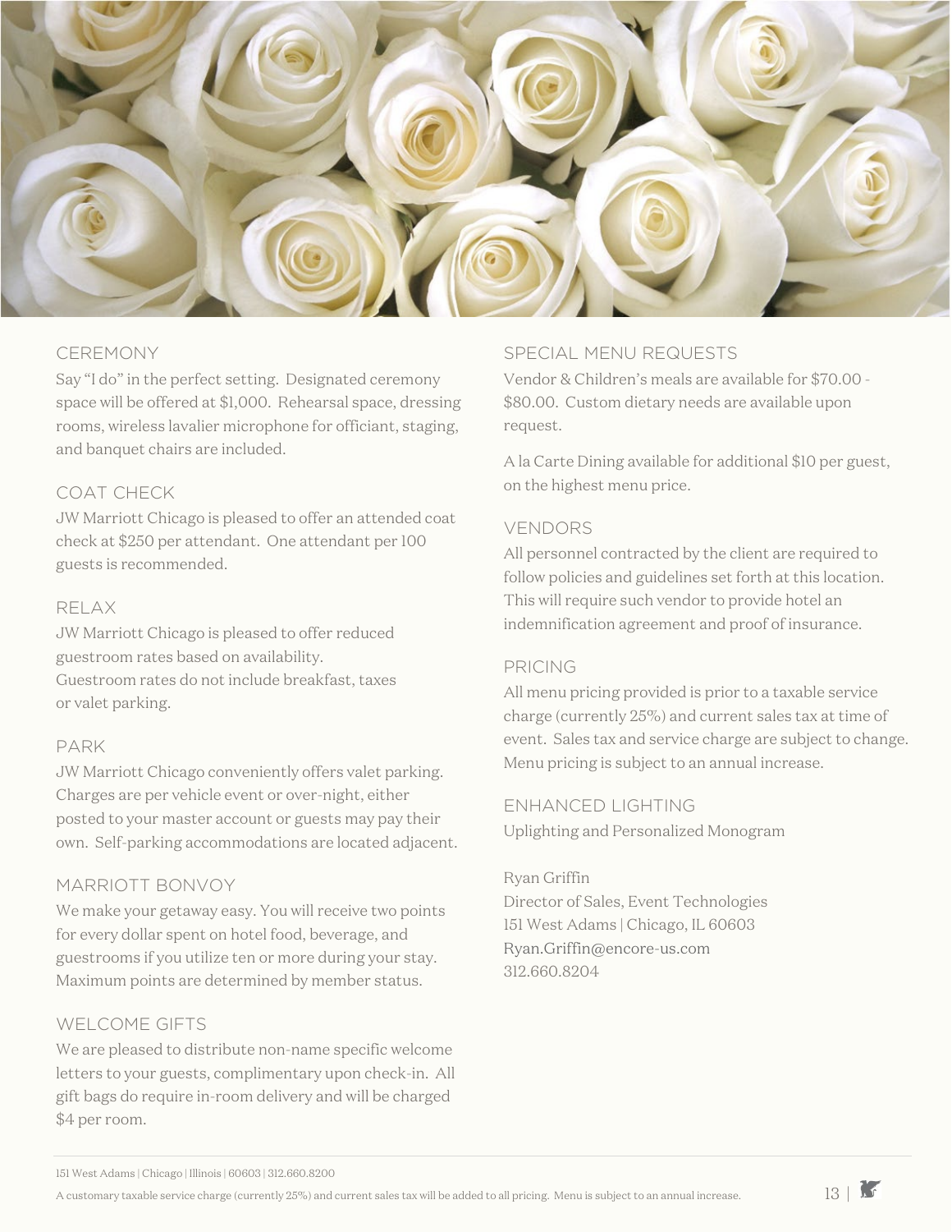## CEREMONY

Say "I do" in the perfect setting. Designated ceremony space will be offered at $1,000. Rehearsal space, dressing rooms, wireless lavalier microphone for officiant, staging, and banquet chairs are included.

## COAT CHECK

JW Marriott Chicago is pleased to offer an attended coat check at $250 per attendant. One attendant per 100 guests is recommended.

## RELAX

JW Marriott Chicago is pleased to offer reduced guestroom rates based on availability.
Guestroom rates do not include breakfast, taxes or valet parking.

## PARK

JW Marriott Chicago conveniently offers valet parking. Charges are per vehicle event or over-night, either posted to your master account or guests may pay their own. Self-parking accommodations are located adjacent.

## MARRIOTT BONVOY

We make your getaway easy. You will receive two points for every dollar spent on hotel food, beverage, and guestrooms if you utilize ten or more during your stay. Maximum points are determined by member status.

## WELCOME GIFTS

We are pleased to distribute non-name specific welcome letters to your guests, complimentary upon check-in. All gift bags do require in-room delivery and will be charged $4 per room.

## SPECIAL MENU REQUESTS

Vendor & Children's meals are available for $70.00 - $80.00. Custom dietary needs are available upon request.

A la Carte Dining available for additional $10 per guest, on the highest menu price.

## VENDORS

All personnel contracted by the client are required to follow policies and guidelines set forth at this location. This will require such vendor to provide hotel an indemnification agreement and proof of insurance.

## PRICING

All menu pricing provided is prior to a taxable service charge (currently 25%) and current sales tax at time of event. Sales tax and service charge are subject to change. Menu pricing is subject to an annual increase.

## ENHANCED LIGHTING

Uplighting and Personalized Monogram

Ryan Griffin
Director of Sales, Event Technologies
151 West Adams | Chicago, IL 60603
Ryan.Griffin@encore-us.com
312.660.8204

151 West Adams | Chicago | Illinois | 60603 | 312.660.8200

A customary taxable service charge (currently 25%) and current sales tax will be added to all pricing. Menu is subject to an annual increase.